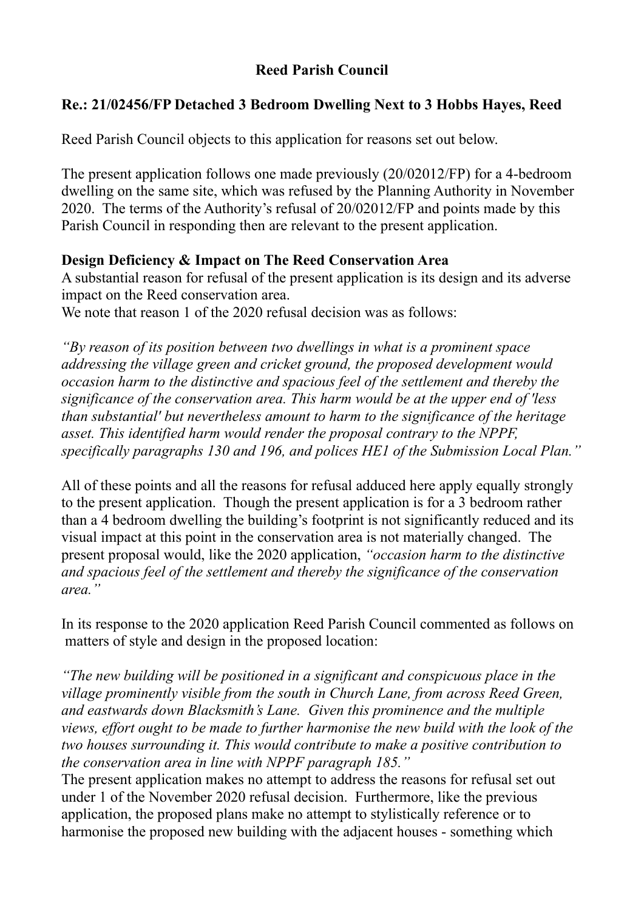**Reed Parish Council**

**Re.: 21/02456/FP Detached 3 Bedroom Dwelling Next to 3 Hobbs Hayes, Reed**

Reed Parish Council objects to this application for reasons set out below.

The present application follows one made previously (20/02012/FP) for a 4-bedroom dwelling on the same site, which was refused by the Planning Authority in November 2020. The terms of the Authority's refusal of 20/02012/FP and points made by this Parish Council in responding then are relevant to the present application.

**Design Deficiency & Impact on The Reed Conservation Area**

A substantial reason for refusal of the present application is its design and its adverse impact on the Reed conservation area.

We note that reason 1 of the 2020 refusal decision was as follows:

*"By reason of its position between two dwellings in what is a prominent space addressing the village green and cricket ground, the proposed development would occasion harm to the distinctive and spacious feel of the settlement and thereby the significance of the conservation area. This harm would be at the upper end of 'less than substantial' but nevertheless amount to harm to the significance of the heritage asset. This identified harm would render the proposal contrary to the NPPF, specifically paragraphs 130 and 196, and polices HE1 of the Submission Local Plan."*

All of these points and all the reasons for refusal adduced here apply equally strongly to the present application. Though the present application is for a 3 bedroom rather than a 4 bedroom dwelling the building's footprint is not significantly reduced and its visual impact at this point in the conservation area is not materially changed. The present proposal would, like the 2020 application, *"occasion harm to the distinctive and spacious feel of the settlement and thereby the significance of the conservation area."*

In its response to the 2020 application Reed Parish Council commented as follows on matters of style and design in the proposed location:

*"The new building will be positioned in a significant and conspicuous place in the village prominently visible from the south in Church Lane, from across Reed Green, and eastwards down Blacksmith's Lane. Given this prominence and the multiple views, effort ought to be made to further harmonise the new build with the look of the two houses surrounding it. This would contribute to make a positive contribution to the conservation area in line with NPPF paragraph 185."*

The present application makes no attempt to address the reasons for refusal set out under 1 of the November 2020 refusal decision. Furthermore, like the previous application, the proposed plans make no attempt to stylistically reference or to harmonise the proposed new building with the adjacent houses - something which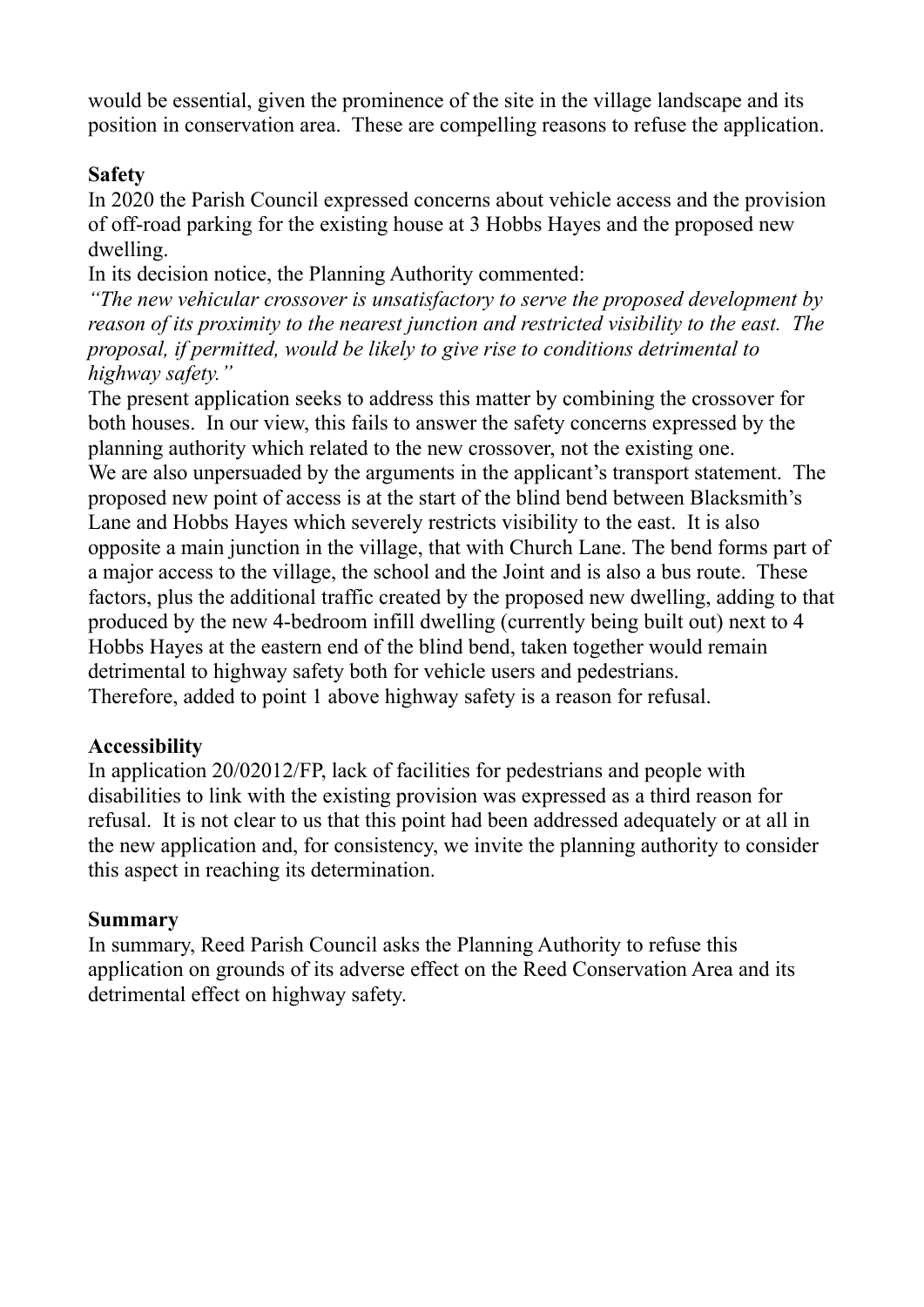would be essential, given the prominence of the site in the village landscape and its position in conservation area. These are compelling reasons to refuse the application.

**Safety**

In 2020 the Parish Council expressed concerns about vehicle access and the provision of off-road parking for the existing house at 3 Hobbs Hayes and the proposed new dwelling.

In its decision notice, the Planning Authority commented:

*"The new vehicular crossover is unsatisfactory to serve the proposed development by reason of its proximity to the nearest junction and restricted visibility to the east. The proposal, if permitted, would be likely to give rise to conditions detrimental to highway safety."*

The present application seeks to address this matter by combining the crossover for both houses. In our view, this fails to answer the safety concerns expressed by the planning authority which related to the new crossover, not the existing one.

We are also unpersuaded by the arguments in the applicant's transport statement. The proposed new point of access is at the start of the blind bend between Blacksmith's Lane and Hobbs Hayes which severely restricts visibility to the east. It is also opposite a main junction in the village, that with Church Lane. The bend forms part of a major access to the village, the school and the Joint and is also a bus route. These factors, plus the additional traffic created by the proposed new dwelling, adding to that produced by the new 4-bedroom infill dwelling (currently being built out) next to 4 Hobbs Hayes at the eastern end of the blind bend, taken together would remain detrimental to highway safety both for vehicle users and pedestrians.

Therefore, added to point 1 above highway safety is a reason for refusal.

**Accessibility**

In application 20/02012/FP, lack of facilities for pedestrians and people with disabilities to link with the existing provision was expressed as a third reason for refusal. It is not clear to us that this point had been addressed adequately or at all in the new application and, for consistency, we invite the planning authority to consider this aspect in reaching its determination.

**Summary**

In summary, Reed Parish Council asks the Planning Authority to refuse this application on grounds of its adverse effect on the Reed Conservation Area and its detrimental effect on highway safety.